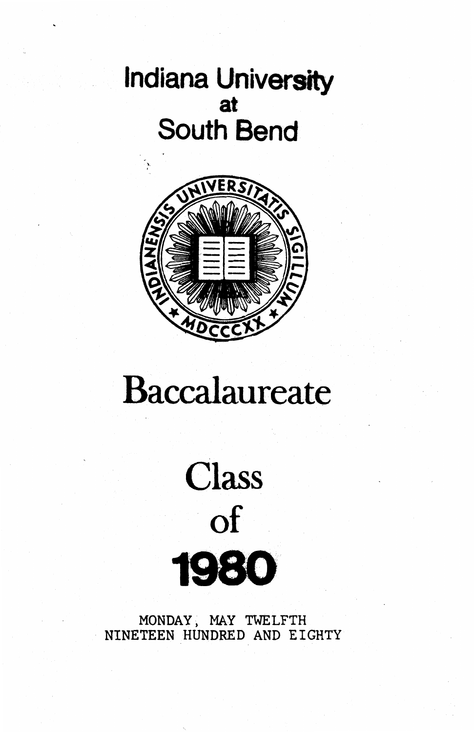# Indiana University at South Bend

# Baccalaureate

# Class of 1980

MONDAY, MAY TWELFTH
NINETEEN HUNDRED AND EIGHTY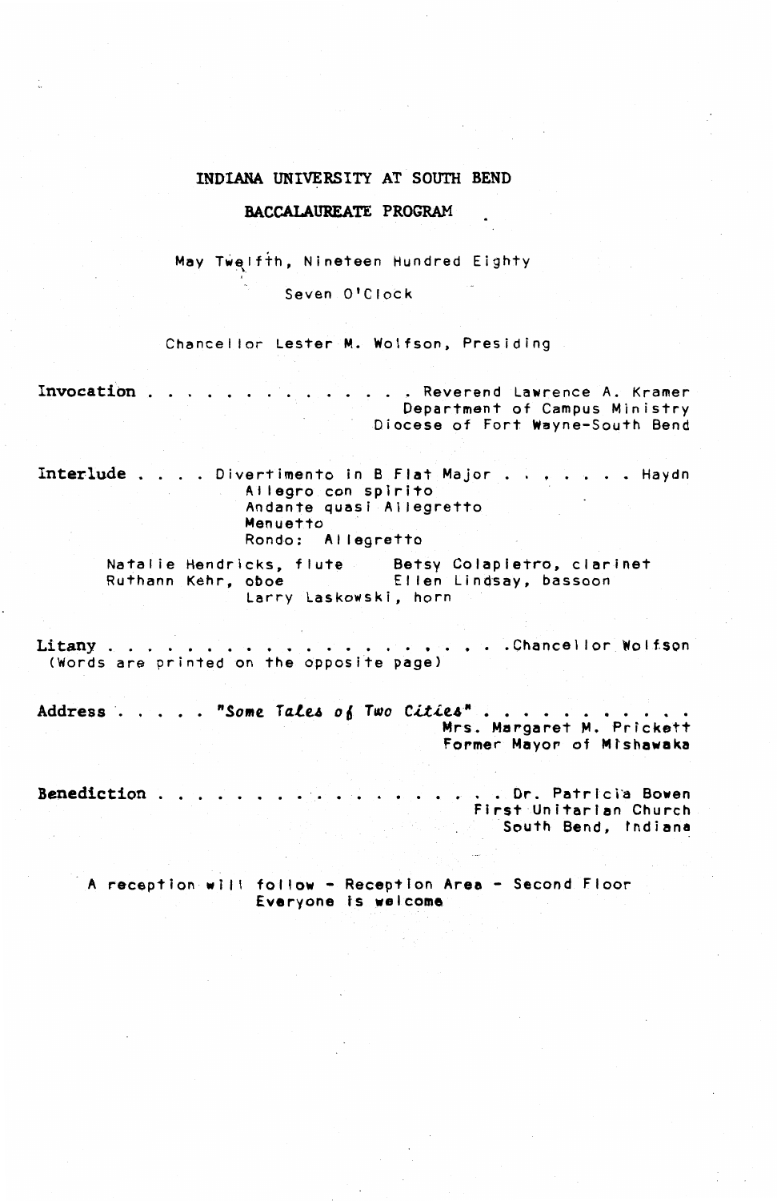# INDIANA UNIVERSITY AT SOUTH BEND

## BACCALAUREATE PROGRAM

May Twelfth, Nineteen Hundred Eighty

Seven O'Clock

Chancellor Lester M. Wolfson, Presiding

**Invocation** . . . . . . . . . . . . . . Reverend Lawrence A. Kramer
Department of Campus Ministry
Diocese of Fort Wayne-South Bend

**Interlude** . . . . Divertimento in B Flat Major . . . . . . . Haydn

Allegro con spirito
Andante quasi Allegretto
Menuetto
Rondo: Allegretto

Natalie Hendricks, flute
Betsy Colapietro, clarinet
Ruthann Kehr, oboe
Ellen Lindsay, bassoon
Larry Laskowski, horn

**Litany** . . . . . . . . . . . . . . . . . . . . . Chancellor Wolfson
(Words are printed on the opposite page)

**Address** . . . . . *"Some Tales of Two Cities"* . . . . . . . . . . .
Mrs. Margaret M. Prickett
Former Mayor of Mishawaka

**Benediction** . . . . . . . . . . . . . . . . . . Dr. Patricia Bowen
First Unitarian Church
South Bend, Indiana

A reception will follow - Reception Area - Second Floor
Everyone is welcome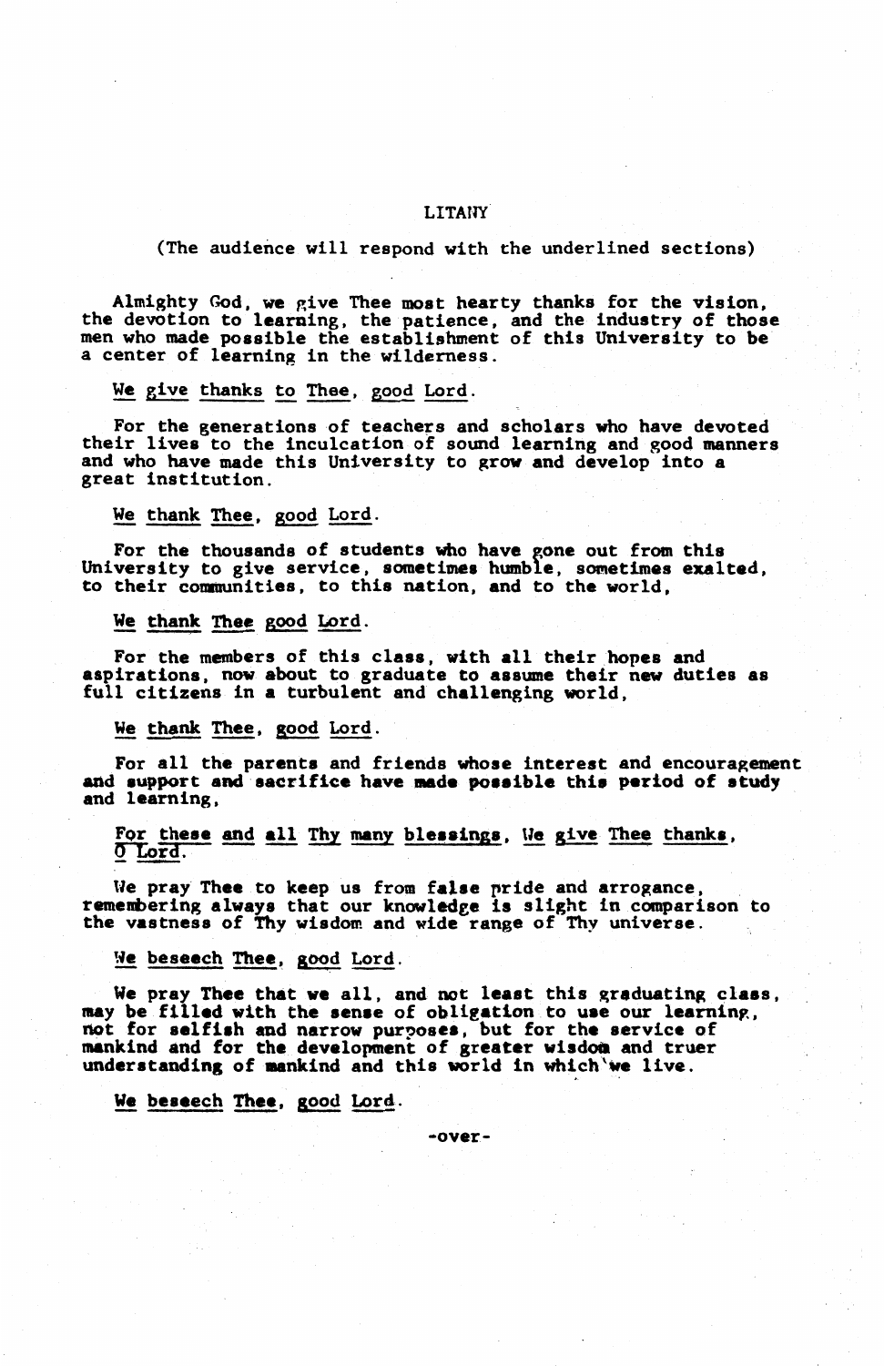# LITANY

(The audience will respond with the underlined sections)

Almighty God, we give Thee most hearty thanks for the vision, the devotion to learning, the patience, and the industry of those men who made possible the establishment of this University to be a center of learning in the wilderness.

<u>We give thanks to Thee, good Lord.</u>

For the generations of teachers and scholars who have devoted their lives to the inculcation of sound learning and good manners and who have made this University to grow and develop into a great institution.

<u>We thank Thee, good Lord.</u>

For the thousands of students who have gone out from this University to give service, sometimes humble, sometimes exalted, to their communities, to this nation, and to the world,

<u>We thank Thee good Lord.</u>

For the members of this class, with all their hopes and aspirations, now about to graduate to assume their new duties as full citizens in a turbulent and challenging world,

<u>We thank Thee, good Lord.</u>

For all the parents and friends whose interest and encouragement and support and sacrifice have made possible this period of study and learning,

<u>For these and all Thy many blessings, We give Thee thanks, O Lord.</u>

We pray Thee to keep us from false pride and arrogance, remembering always that our knowledge is slight in comparison to the vastness of Thy wisdom and wide range of Thy universe.

<u>We beseech Thee, good Lord.</u>

We pray Thee that we all, and not least this graduating class, may be filled with the sense of obligation to use our learning, not for selfish and narrow purposes, but for the service of mankind and for the development of greater wisdom and truer understanding of mankind and this world in which we live.

<u>We beseech Thee, good Lord.</u>

-over-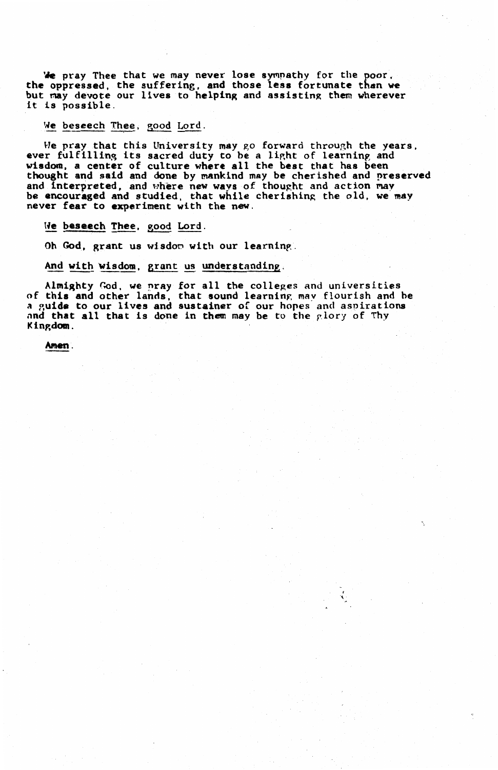We pray Thee that we may never lose sympathy for the poor, the oppressed, the suffering, and those less fortunate than we but may devote our lives to helping and assisting them wherever it is possible.

We beseech Thee, good Lord.

We pray that this University may go forward through the years, ever fulfilling its sacred duty to be a light of learning and wisdom, a center of culture where all the best that has been thought and said and done by mankind may be cherished and preserved and interpreted, and where new ways of thought and action may be encouraged and studied, that while cherishing the old, we may never fear to experiment with the new.

We beseech Thee, good Lord.

Oh God, grant us wisdom with our learning.

And with wisdom, grant us understanding.

Almighty God, we pray for all the colleges and universities of this and other lands, that sound learning may flourish and be a guide to our lives and sustainer of our hopes and aspirations and that all that is done in them may be to the glory of Thy Kingdom.

Amen.